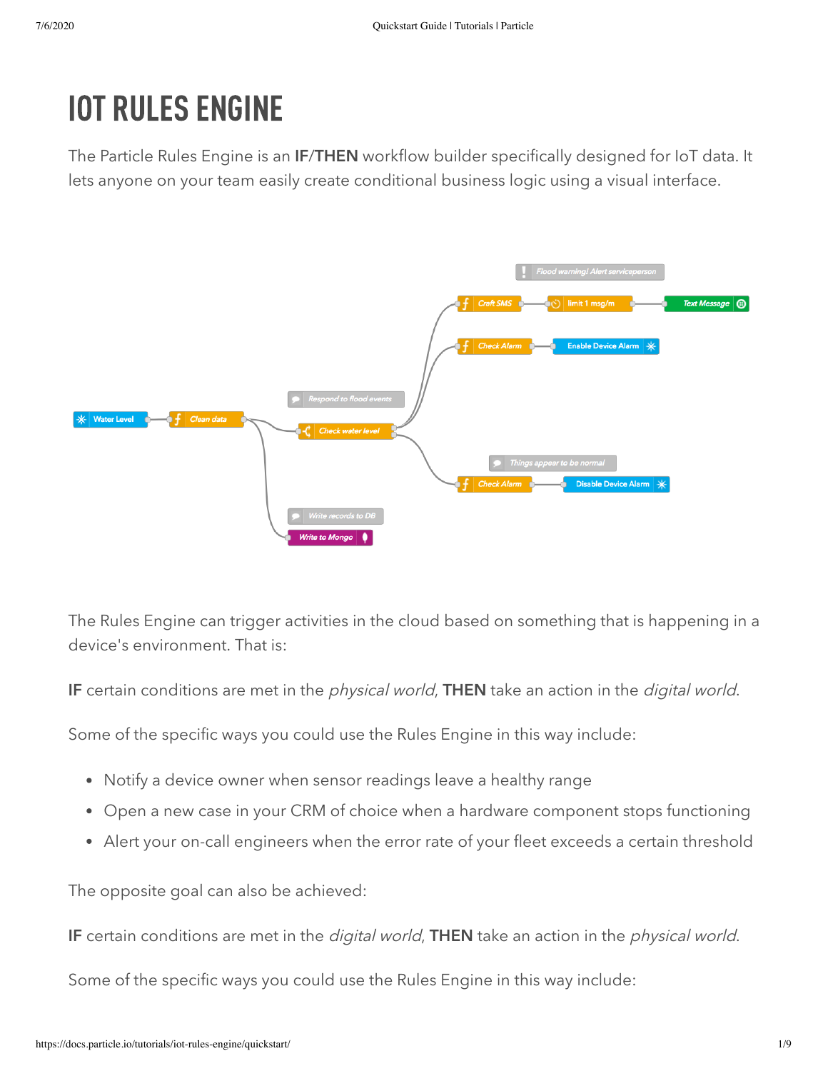# IOT RULES ENGINE

The Particle Rules Engine is an **IF**/**THEN** workflow builder specifically designed for IoT data. It lets anyone on your team easily create conditional business logic using a visual interface.

The Rules Engine can trigger activities in the cloud based on something that is happening in a device's environment. That is:

**IF** certain conditions are met in the *physical world*, **THEN** take an action in the *digital world*.

Some of the specific ways you could use the Rules Engine in this way include:

- Notify a device owner when sensor readings leave a healthy range
- Open a new case in your CRM of choice when a hardware component stops functioning
- Alert your on-call engineers when the error rate of your fleet exceeds a certain threshold

The opposite goal can also be achieved:

**IF** certain conditions are met in the *digital world*, **THEN** take an action in the *physical world*.

Some of the specific ways you could use the Rules Engine in this way include: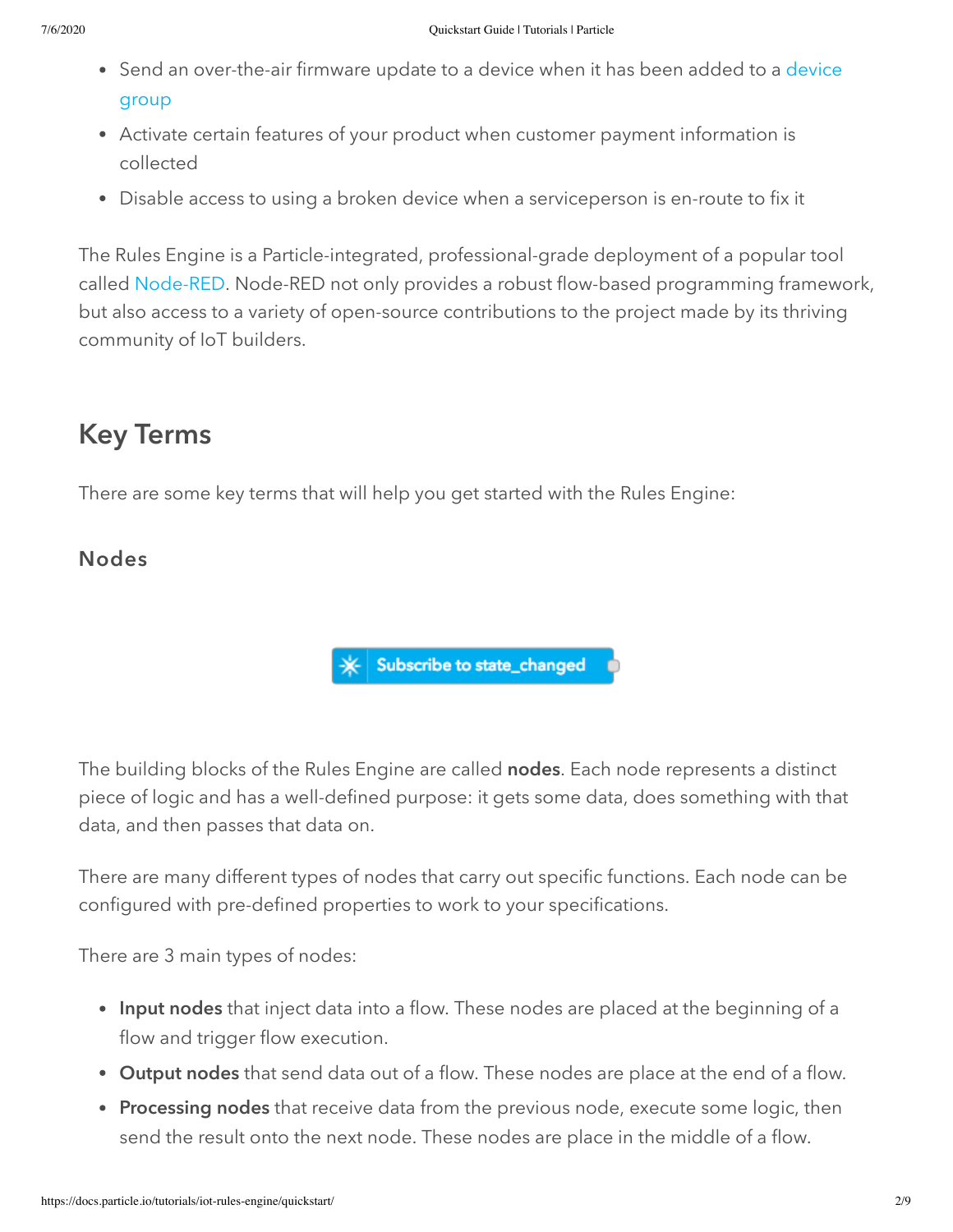- Send an over-the-air firmware update to a device when it has been added to a device group
- Activate certain features of your product when customer payment information is collected
- Disable access to using a broken device when a serviceperson is en-route to fix it

The Rules Engine is a Particle-integrated, professional-grade deployment of a popular tool called Node-RED. Node-RED not only provides a robust flow-based programming framework, but also access to a variety of open-source contributions to the project made by its thriving community of IoT builders.

## Key Terms

There are some key terms that will help you get started with the Rules Engine:

### Nodes

The building blocks of the Rules Engine are called **nodes**. Each node represents a distinct piece of logic and has a well-defined purpose: it gets some data, does something with that data, and then passes that data on.

There are many different types of nodes that carry out specific functions. Each node can be configured with pre-defined properties to work to your specifications.

There are 3 main types of nodes:

- **Input nodes** that inject data into a flow. These nodes are placed at the beginning of a flow and trigger flow execution.
- **Output nodes** that send data out of a flow. These nodes are place at the end of a flow.
- **Processing nodes** that receive data from the previous node, execute some logic, then send the result onto the next node. These nodes are place in the middle of a flow.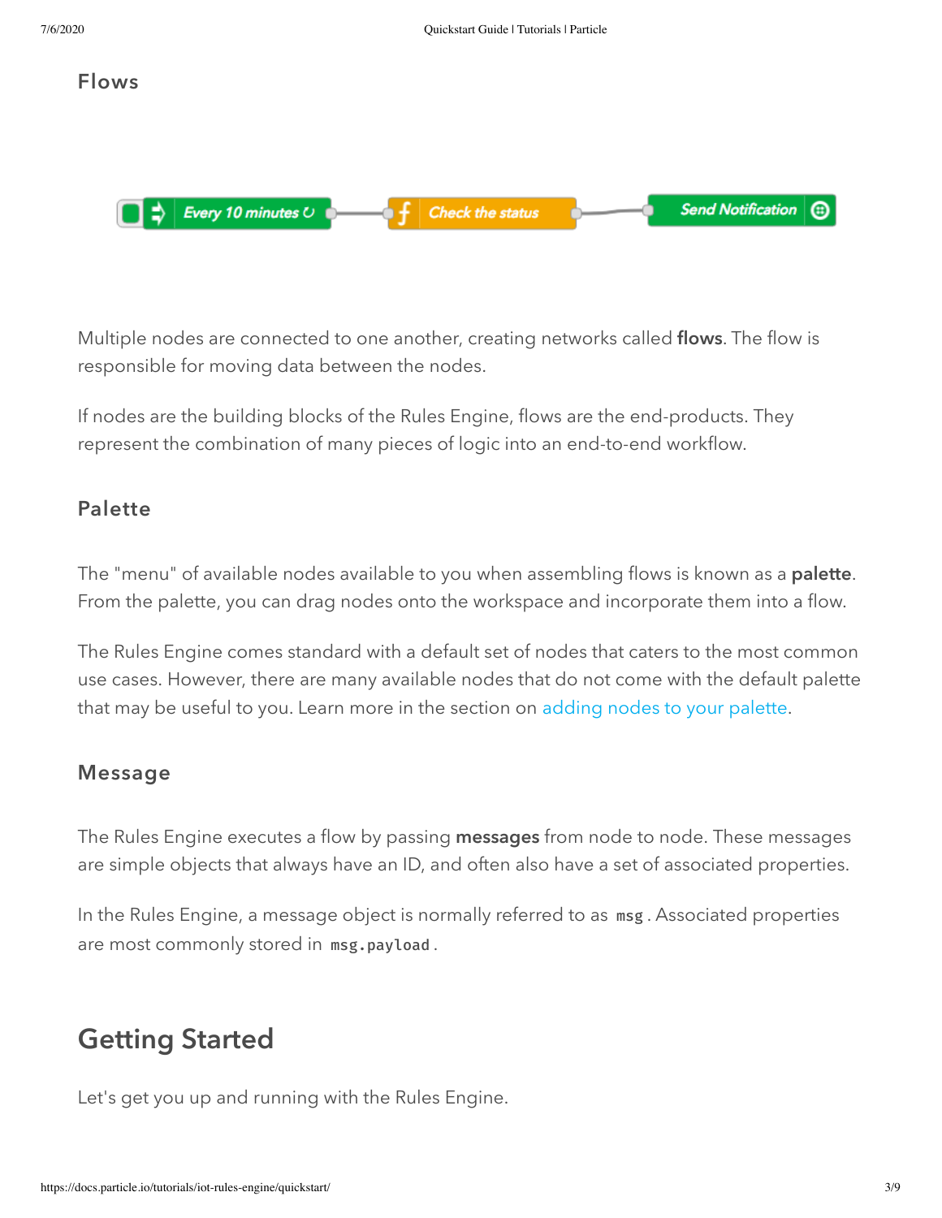### Flows

Multiple nodes are connected to one another, creating networks called **flows**. The flow is responsible for moving data between the nodes.

If nodes are the building blocks of the Rules Engine, flows are the end-products. They represent the combination of many pieces of logic into an end-to-end workflow.

### Palette

The "menu" of available nodes available to you when assembling flows is known as a **palette**. From the palette, you can drag nodes onto the workspace and incorporate them into a flow.

The Rules Engine comes standard with a default set of nodes that caters to the most common use cases. However, there are many available nodes that do not come with the default palette that may be useful to you. Learn more in the section on adding nodes to your palette.

### Message

The Rules Engine executes a flow by passing **messages** from node to node. These messages are simple objects that always have an ID, and often also have a set of associated properties.

In the Rules Engine, a message object is normally referred to as `msg`. Associated properties are most commonly stored in `msg.payload`.

## Getting Started

Let's get you up and running with the Rules Engine.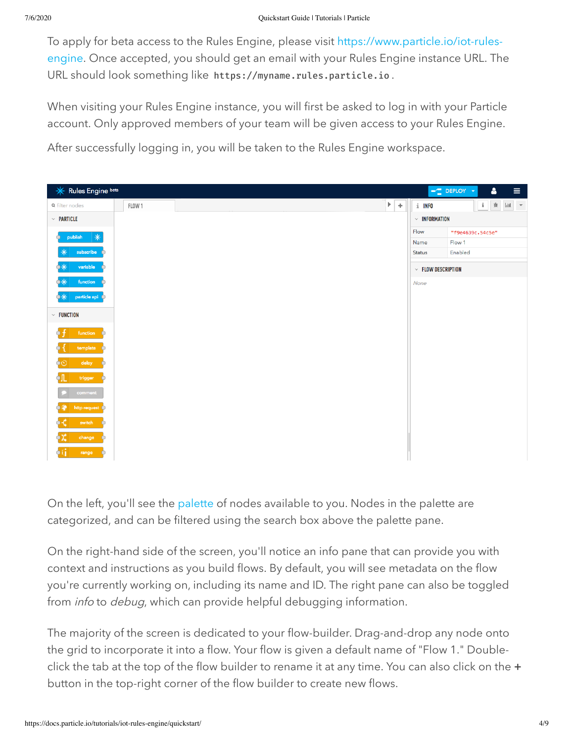To apply for beta access to the Rules Engine, please visit [https://www.particle.io/iot-rules-engine](https://www.particle.io/iot-rules-engine). Once accepted, you should get an email with your Rules Engine instance URL. The URL should look something like `https://myname.rules.particle.io`.

When visiting your Rules Engine instance, you will first be asked to log in with your Particle account. Only approved members of your team will be given access to your Rules Engine.

After successfully logging in, you will be taken to the Rules Engine workspace.

On the left, you'll see the palette of nodes available to you. Nodes in the palette are categorized, and can be filtered using the search box above the palette pane.

On the right-hand side of the screen, you'll notice an info pane that can provide you with context and instructions as you build flows. By default, you will see metadata on the flow you're currently working on, including its name and ID. The right pane can also be toggled from *info* to *debug*, which can provide helpful debugging information.

The majority of the screen is dedicated to your flow-builder. Drag-and-drop any node onto the grid to incorporate it into a flow. Your flow is given a default name of "Flow 1." Double-click the tab at the top of the flow builder to rename it at any time. You can also click on the **+** button in the top-right corner of the flow builder to create new flows.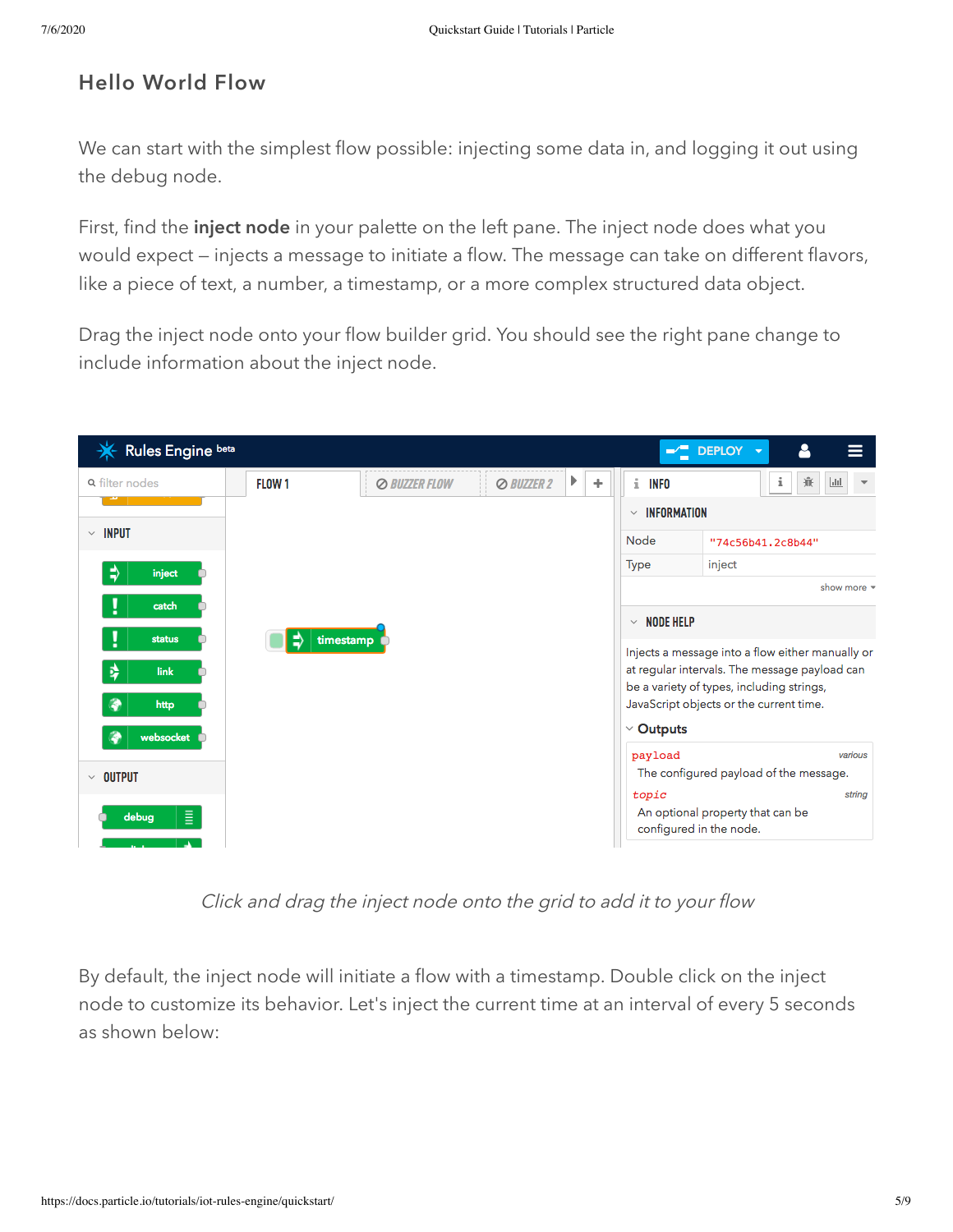## Hello World Flow

We can start with the simplest flow possible: injecting some data in, and logging it out using the debug node.

First, find the **inject node** in your palette on the left pane. The inject node does what you would expect – injects a message to initiate a flow. The message can take on different flavors, like a piece of text, a number, a timestamp, or a more complex structured data object.

Drag the inject node onto your flow builder grid. You should see the right pane change to include information about the inject node.

*Click and drag the inject node onto the grid to add it to your flow*

By default, the inject node will initiate a flow with a timestamp. Double click on the inject node to customize its behavior. Let's inject the current time at an interval of every 5 seconds as shown below: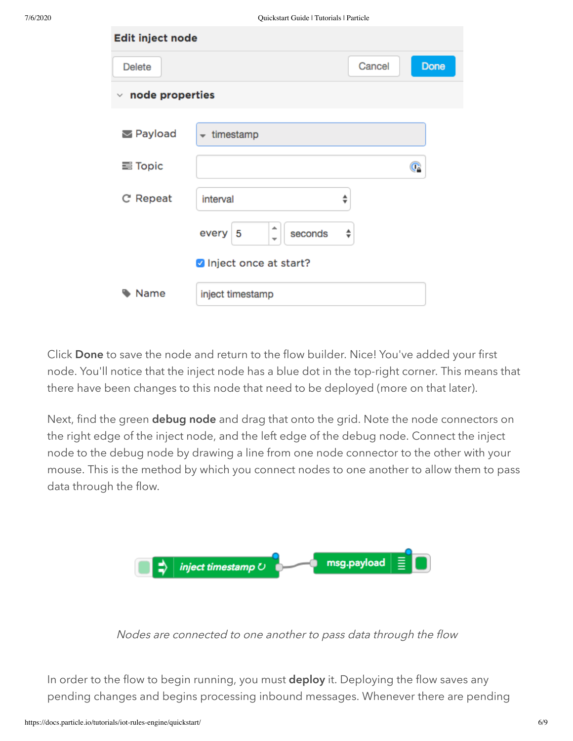Click **Done** to save the node and return to the flow builder. Nice! You've added your first node. You'll notice that the inject node has a blue dot in the top-right corner. This means that there have been changes to this node that need to be deployed (more on that later).

Next, find the green **debug node** and drag that onto the grid. Note the node connectors on the right edge of the inject node, and the left edge of the debug node. Connect the inject node to the debug node by drawing a line from one node connector to the other with your mouse. This is the method by which you connect nodes to one another to allow them to pass data through the flow.

*Nodes are connected to one another to pass data through the flow*

In order to the flow to begin running, you must **deploy** it. Deploying the flow saves any pending changes and begins processing inbound messages. Whenever there are pending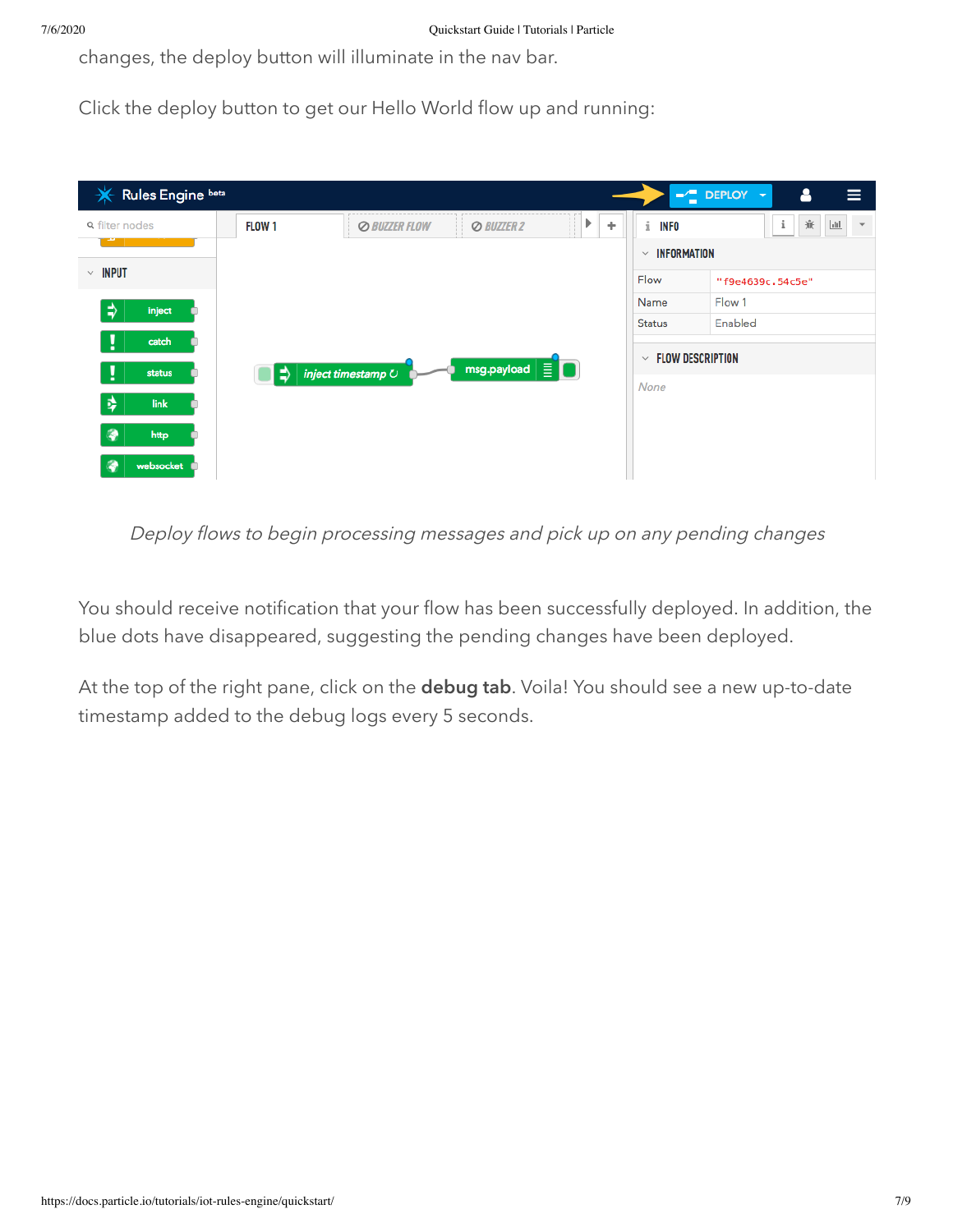changes, the deploy button will illuminate in the nav bar.

Click the deploy button to get our Hello World flow up and running:

*Deploy flows to begin processing messages and pick up on any pending changes*

You should receive notification that your flow has been successfully deployed. In addition, the blue dots have disappeared, suggesting the pending changes have been deployed.

At the top of the right pane, click on the **debug tab**. Voila! You should see a new up-to-date timestamp added to the debug logs every 5 seconds.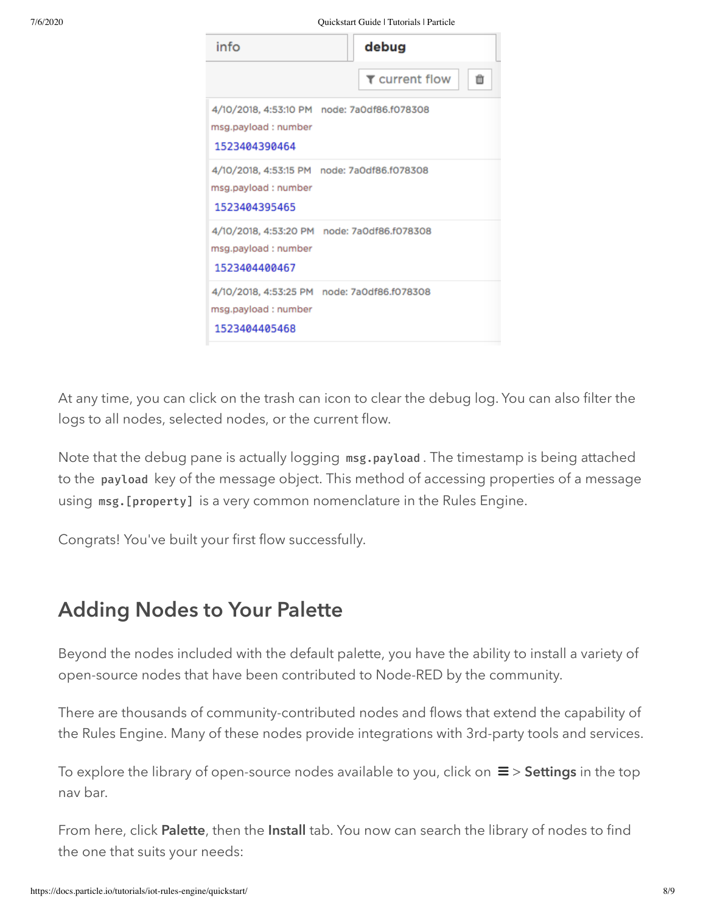| info | debug |
| --- | --- |

current flow

4/10/2018, 4:53:10 PM node: 7a0df86.f078308
msg.payload : number
1523404390464

4/10/2018, 4:53:15 PM node: 7a0df86.f078308
msg.payload : number
1523404395465

4/10/2018, 4:53:20 PM node: 7a0df86.f078308
msg.payload : number
1523404400467

4/10/2018, 4:53:25 PM node: 7a0df86.f078308
msg.payload : number
1523404405468

At any time, you can click on the trash can icon to clear the debug log. You can also filter the logs to all nodes, selected nodes, or the current flow.

Note that the debug pane is actually logging `msg.payload`. The timestamp is being attached to the `payload` key of the message object. This method of accessing properties of a message using `msg.[property]` is a very common nomenclature in the Rules Engine.

Congrats! You've built your first flow successfully.

## Adding Nodes to Your Palette

Beyond the nodes included with the default palette, you have the ability to install a variety of open-source nodes that have been contributed to Node-RED by the community.

There are thousands of community-contributed nodes and flows that extend the capability of the Rules Engine. Many of these nodes provide integrations with 3rd-party tools and services.

To explore the library of open-source nodes available to you, click on ≡ > **Settings** in the top nav bar.

From here, click **Palette**, then the **Install** tab. You now can search the library of nodes to find the one that suits your needs: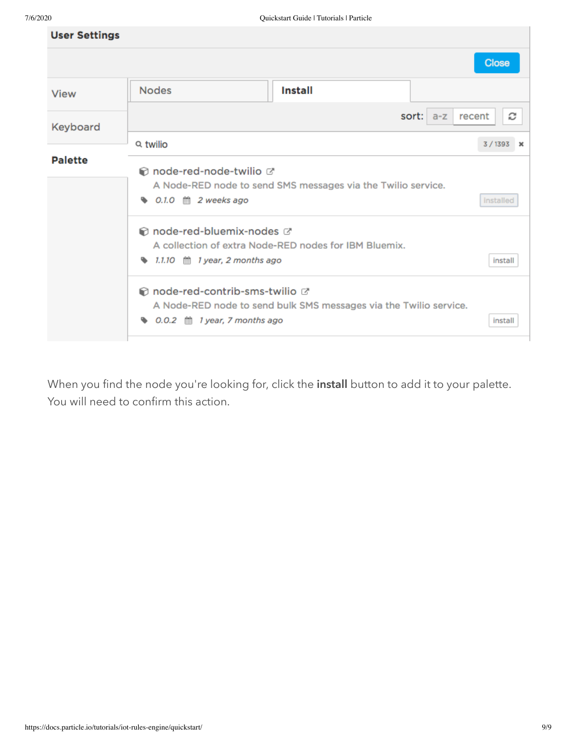**User Settings**

Close

View

Keyboard

**Palette**

Nodes | **Install**

sort: a-z recent

twilio 3 / 1393

node-red-node-twilio
A Node-RED node to send SMS messages via the Twilio service.
0.1.0 2 weeks ago
Installed

node-red-bluemix-nodes
A collection of extra Node-RED nodes for IBM Bluemix.
1.1.10 1 year, 2 months ago
install

node-red-contrib-sms-twilio
A Node-RED node to send bulk SMS messages via the Twilio service.
0.0.2 1 year, 7 months ago
install

When you find the node you're looking for, click the **install** button to add it to your palette. You will need to confirm this action.